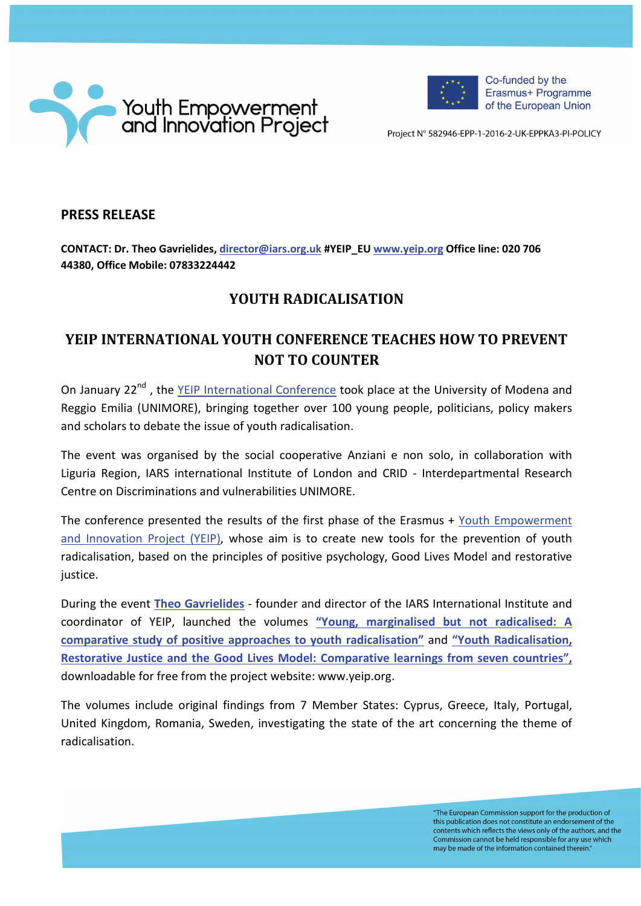Youth Empowerment and Innovation Project

Co-funded by the Erasmus+ Programme of the European Union

Project N° 582946-EPP-1-2016-2-UK-EPPKA3-PI-POLICY

**PRESS RELEASE**

**CONTACT: Dr. Theo Gavrielides, director@iars.org.uk #YEIP_EU www.yeip.org Office line: 020 706 44380, Office Mobile: 07833224442**

## YOUTH RADICALISATION

## YEIP INTERNATIONAL YOUTH CONFERENCE TEACHES HOW TO PREVENT NOT TO COUNTER

On January 22nd , the YEIP International Conference took place at the University of Modena and Reggio Emilia (UNIMORE), bringing together over 100 young people, politicians, policy makers and scholars to debate the issue of youth radicalisation.

The event was organised by the social cooperative Anziani e non solo, in collaboration with Liguria Region, IARS international Institute of London and CRID - Interdepartmental Research Centre on Discriminations and vulnerabilities UNIMORE.

The conference presented the results of the first phase of the Erasmus + Youth Empowerment and Innovation Project (YEIP), whose aim is to create new tools for the prevention of youth radicalisation, based on the principles of positive psychology, Good Lives Model and restorative justice.

During the event **Theo Gavrielides** - founder and director of the IARS International Institute and coordinator of YEIP, launched the volumes **"Young, marginalised but not radicalised: A comparative study of positive approaches to youth radicalisation"** and **"Youth Radicalisation, Restorative Justice and the Good Lives Model: Comparative learnings from seven countries",** downloadable for free from the project website: www.yeip.org.

The volumes include original findings from 7 Member States: Cyprus, Greece, Italy, Portugal, United Kingdom, Romania, Sweden, investigating the state of the art concerning the theme of radicalisation.

"The European Commission support for the production of this publication does not constitute an endorsement of the contents which reflects the views only of the authors, and the Commission cannot be held responsible for any use which may be made of the information contained therein."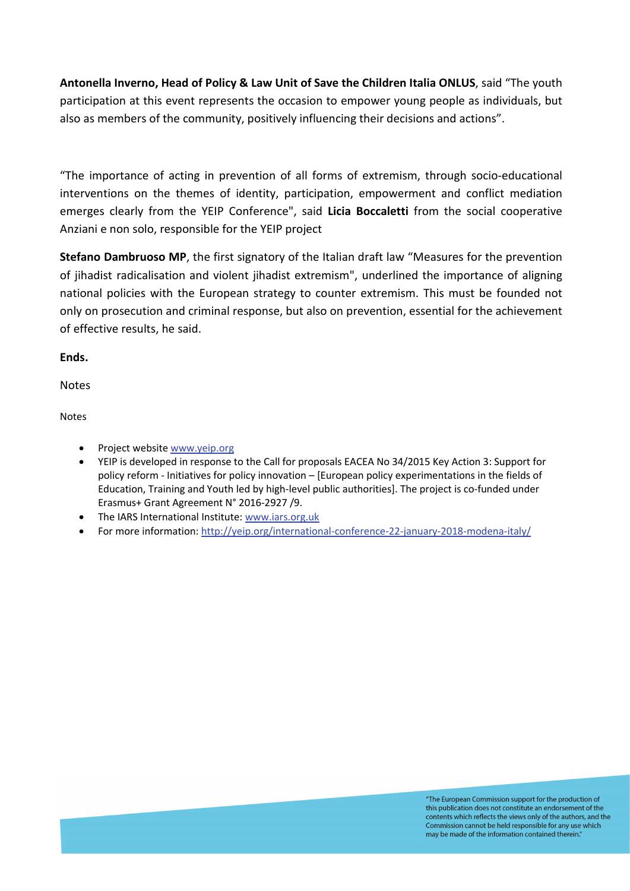**Antonella Inverno, Head of Policy & Law Unit of Save the Children Italia ONLUS**, said "The youth participation at this event represents the occasion to empower young people as individuals, but also as members of the community, positively influencing their decisions and actions".

"The importance of acting in prevention of all forms of extremism, through socio-educational interventions on the themes of identity, participation, empowerment and conflict mediation emerges clearly from the YEIP Conference", said **Licia Boccaletti** from the social cooperative Anziani e non solo, responsible for the YEIP project

**Stefano Dambruoso MP**, the first signatory of the Italian draft law "Measures for the prevention of jihadist radicalisation and violent jihadist extremism", underlined the importance of aligning national policies with the European strategy to counter extremism. This must be founded not only on prosecution and criminal response, but also on prevention, essential for the achievement of effective results, he said.

**Ends.**

Notes

Notes

- Project website www.yeip.org
- YEIP is developed in response to the Call for proposals EACEA No 34/2015 Key Action 3: Support for policy reform - Initiatives for policy innovation – [European policy experimentations in the fields of Education, Training and Youth led by high-level public authorities]. The project is co-funded under Erasmus+ Grant Agreement N° 2016-2927 /9.
- The IARS International Institute: www.iars.org.uk
- For more information: http://yeip.org/international-conference-22-january-2018-modena-italy/

"The European Commission support for the production of this publication does not constitute an endorsement of the contents which reflects the views only of the authors, and the Commission cannot be held responsible for any use which may be made of the information contained therein."